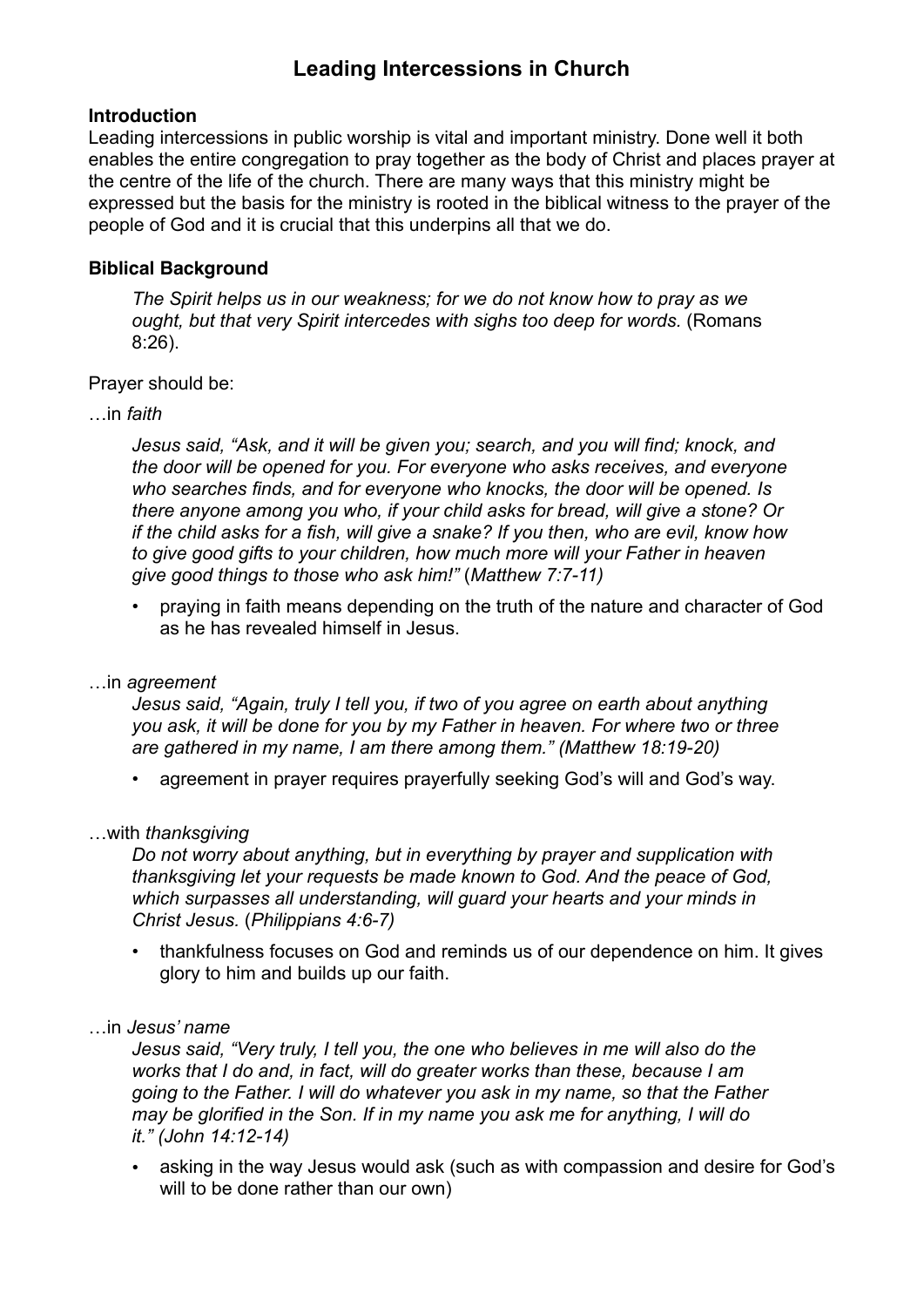# Leading Intercessions in Church

### Introduction

Leading intercessions in public worship is vital and important ministry. Done well it both enables the entire congregation to pray together as the body of Christ and places prayer at the centre of the life of the church. There are many ways that this ministry might be expressed but the basis for the ministry is rooted in the biblical witness to the prayer of the people of God and it is crucial that this underpins all that we do.

### Biblical Background

> *The Spirit helps us in our weakness; for we do not know how to pray as we ought, but that very Spirit intercedes with sighs too deep for words.* (Romans 8:26).

Prayer should be:

…in *faith*

> *Jesus said, "Ask, and it will be given you; search, and you will find; knock, and the door will be opened for you. For everyone who asks receives, and everyone who searches finds, and for everyone who knocks, the door will be opened. Is there anyone among you who, if your child asks for bread, will give a stone? Or if the child asks for a fish, will give a snake? If you then, who are evil, know how to give good gifts to your children, how much more will your Father in heaven give good things to those who ask him!"* (*Matthew 7:7-11)*

- praying in faith means depending on the truth of the nature and character of God as he has revealed himself in Jesus.

…in *agreement*

> *Jesus said, "Again, truly I tell you, if two of you agree on earth about anything you ask, it will be done for you by my Father in heaven. For where two or three are gathered in my name, I am there among them." (Matthew 18:19-20)*

- agreement in prayer requires prayerfully seeking God's will and God's way.

…with *thanksgiving*

> *Do not worry about anything, but in everything by prayer and supplication with thanksgiving let your requests be made known to God. And the peace of God, which surpasses all understanding, will guard your hearts and your minds in Christ Jesus.* (*Philippians 4:6-7)*

- thankfulness focuses on God and reminds us of our dependence on him. It gives glory to him and builds up our faith.

…in *Jesus' name*

> *Jesus said, "Very truly, I tell you, the one who believes in me will also do the works that I do and, in fact, will do greater works than these, because I am going to the Father. I will do whatever you ask in my name, so that the Father may be glorified in the Son. If in my name you ask me for anything, I will do it." (John 14:12-14)*

- asking in the way Jesus would ask (such as with compassion and desire for God's will to be done rather than our own)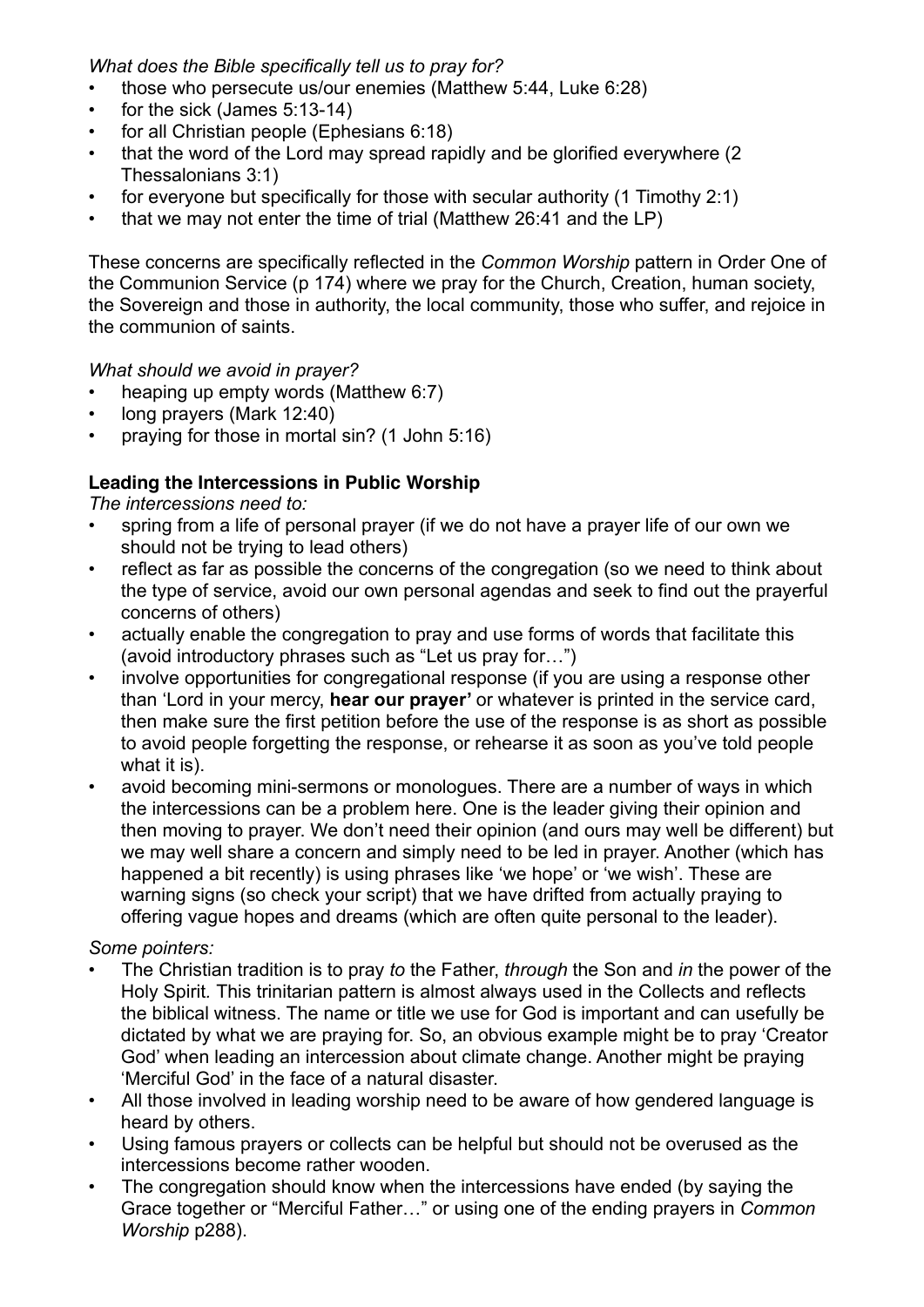*What does the Bible specifically tell us to pray for?*

- those who persecute us/our enemies (Matthew 5:44, Luke 6:28)
- for the sick (James 5:13-14)
- for all Christian people (Ephesians 6:18)
- that the word of the Lord may spread rapidly and be glorified everywhere (2 Thessalonians 3:1)
- for everyone but specifically for those with secular authority (1 Timothy 2:1)
- that we may not enter the time of trial (Matthew 26:41 and the LP)

These concerns are specifically reflected in the *Common Worship* pattern in Order One of the Communion Service (p 174) where we pray for the Church, Creation, human society, the Sovereign and those in authority, the local community, those who suffer, and rejoice in the communion of saints.

*What should we avoid in prayer?*

- heaping up empty words (Matthew 6:7)
- long prayers (Mark 12:40)
- praying for those in mortal sin? (1 John 5:16)

**Leading the Intercessions in Public Worship**

*The intercessions need to:*

- spring from a life of personal prayer (if we do not have a prayer life of our own we should not be trying to lead others)
- reflect as far as possible the concerns of the congregation (so we need to think about the type of service, avoid our own personal agendas and seek to find out the prayerful concerns of others)
- actually enable the congregation to pray and use forms of words that facilitate this (avoid introductory phrases such as "Let us pray for…")
- involve opportunities for congregational response (if you are using a response other than 'Lord in your mercy, **hear our prayer'** or whatever is printed in the service card, then make sure the first petition before the use of the response is as short as possible to avoid people forgetting the response, or rehearse it as soon as you've told people what it is).
- avoid becoming mini-sermons or monologues. There are a number of ways in which the intercessions can be a problem here. One is the leader giving their opinion and then moving to prayer. We don't need their opinion (and ours may well be different) but we may well share a concern and simply need to be led in prayer. Another (which has happened a bit recently) is using phrases like 'we hope' or 'we wish'. These are warning signs (so check your script) that we have drifted from actually praying to offering vague hopes and dreams (which are often quite personal to the leader).

*Some pointers:*

- The Christian tradition is to pray *to* the Father, *through* the Son and *in* the power of the Holy Spirit. This trinitarian pattern is almost always used in the Collects and reflects the biblical witness. The name or title we use for God is important and can usefully be dictated by what we are praying for. So, an obvious example might be to pray 'Creator God' when leading an intercession about climate change. Another might be praying 'Merciful God' in the face of a natural disaster.
- All those involved in leading worship need to be aware of how gendered language is heard by others.
- Using famous prayers or collects can be helpful but should not be overused as the intercessions become rather wooden.
- The congregation should know when the intercessions have ended (by saying the Grace together or "Merciful Father…" or using one of the ending prayers in *Common Worship* p288).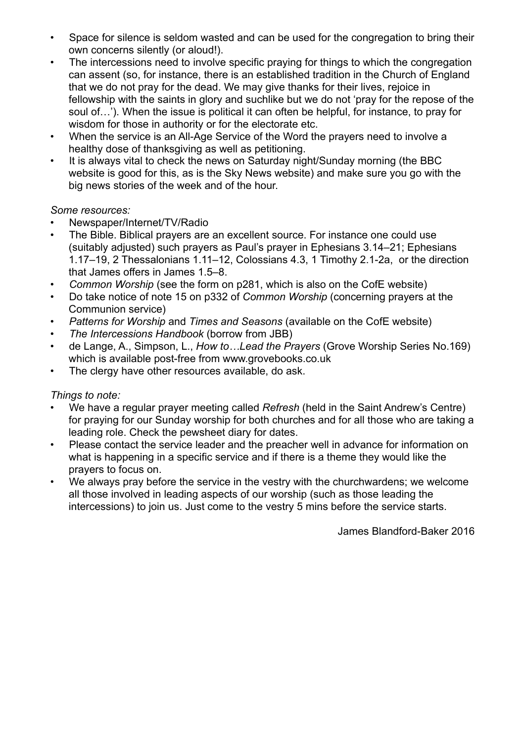- Space for silence is seldom wasted and can be used for the congregation to bring their own concerns silently (or aloud!).
- The intercessions need to involve specific praying for things to which the congregation can assent (so, for instance, there is an established tradition in the Church of England that we do not pray for the dead. We may give thanks for their lives, rejoice in fellowship with the saints in glory and suchlike but we do not 'pray for the repose of the soul of…'). When the issue is political it can often be helpful, for instance, to pray for wisdom for those in authority or for the electorate etc.
- When the service is an All-Age Service of the Word the prayers need to involve a healthy dose of thanksgiving as well as petitioning.
- It is always vital to check the news on Saturday night/Sunday morning (the BBC website is good for this, as is the Sky News website) and make sure you go with the big news stories of the week and of the hour.

*Some resources:*

- Newspaper/Internet/TV/Radio
- The Bible. Biblical prayers are an excellent source. For instance one could use (suitably adjusted) such prayers as Paul's prayer in Ephesians 3.14–21; Ephesians 1.17–19, 2 Thessalonians 1.11–12, Colossians 4.3, 1 Timothy 2.1-2a, or the direction that James offers in James 1.5–8.
- *Common Worship* (see the form on p281, which is also on the CofE website)
- Do take notice of note 15 on p332 of *Common Worship* (concerning prayers at the Communion service)
- *Patterns for Worship* and *Times and Seasons* (available on the CofE website)
- *The Intercessions Handbook* (borrow from JBB)
- de Lange, A., Simpson, L., *How to…Lead the Prayers* (Grove Worship Series No.169) which is available post-free from www.grovebooks.co.uk
- The clergy have other resources available, do ask.

*Things to note:*

- We have a regular prayer meeting called *Refresh* (held in the Saint Andrew's Centre) for praying for our Sunday worship for both churches and for all those who are taking a leading role. Check the pewsheet diary for dates.
- Please contact the service leader and the preacher well in advance for information on what is happening in a specific service and if there is a theme they would like the prayers to focus on.
- We always pray before the service in the vestry with the churchwardens; we welcome all those involved in leading aspects of our worship (such as those leading the intercessions) to join us. Just come to the vestry 5 mins before the service starts.

James Blandford-Baker 2016